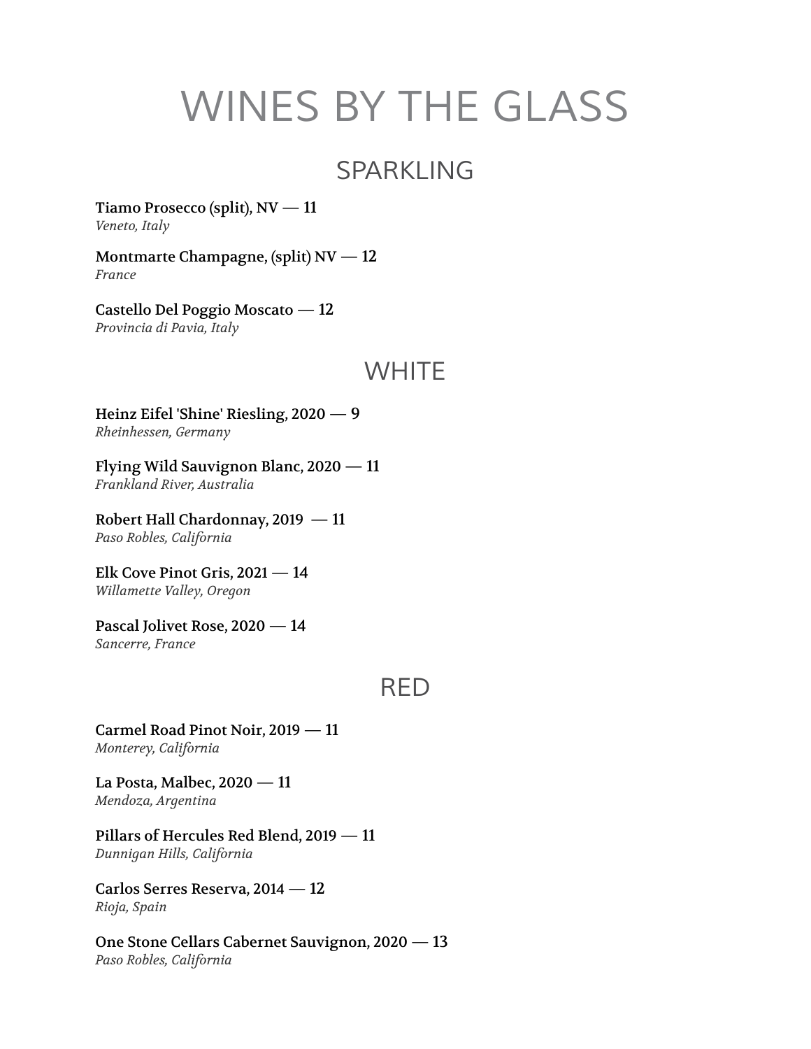# WINES BY THE GLASS

## SPARKLING

**Tiamo Prosecco (split), NV — 11**
*Veneto, Italy*

**Montmarte Champagne, (split) NV — 12**
*France*

**Castello Del Poggio Moscato — 12**
*Provincia di Pavia, Italy*

## WHITE

**Heinz Eifel 'Shine' Riesling, 2020 — 9**
*Rheinhessen, Germany*

**Flying Wild Sauvignon Blanc, 2020 — 11**
*Frankland River, Australia*

**Robert Hall Chardonnay, 2019 — 11**
*Paso Robles, California*

**Elk Cove Pinot Gris, 2021 — 14**
*Willamette Valley, Oregon*

**Pascal Jolivet Rose, 2020 — 14**
*Sancerre, France*

## RED

**Carmel Road Pinot Noir, 2019 — 11**
*Monterey, California*

**La Posta, Malbec, 2020 — 11**
*Mendoza, Argentina*

**Pillars of Hercules Red Blend, 2019 — 11**
*Dunnigan Hills, California*

**Carlos Serres Reserva, 2014 — 12**
*Rioja, Spain*

**One Stone Cellars Cabernet Sauvignon, 2020 — 13**
*Paso Robles, California*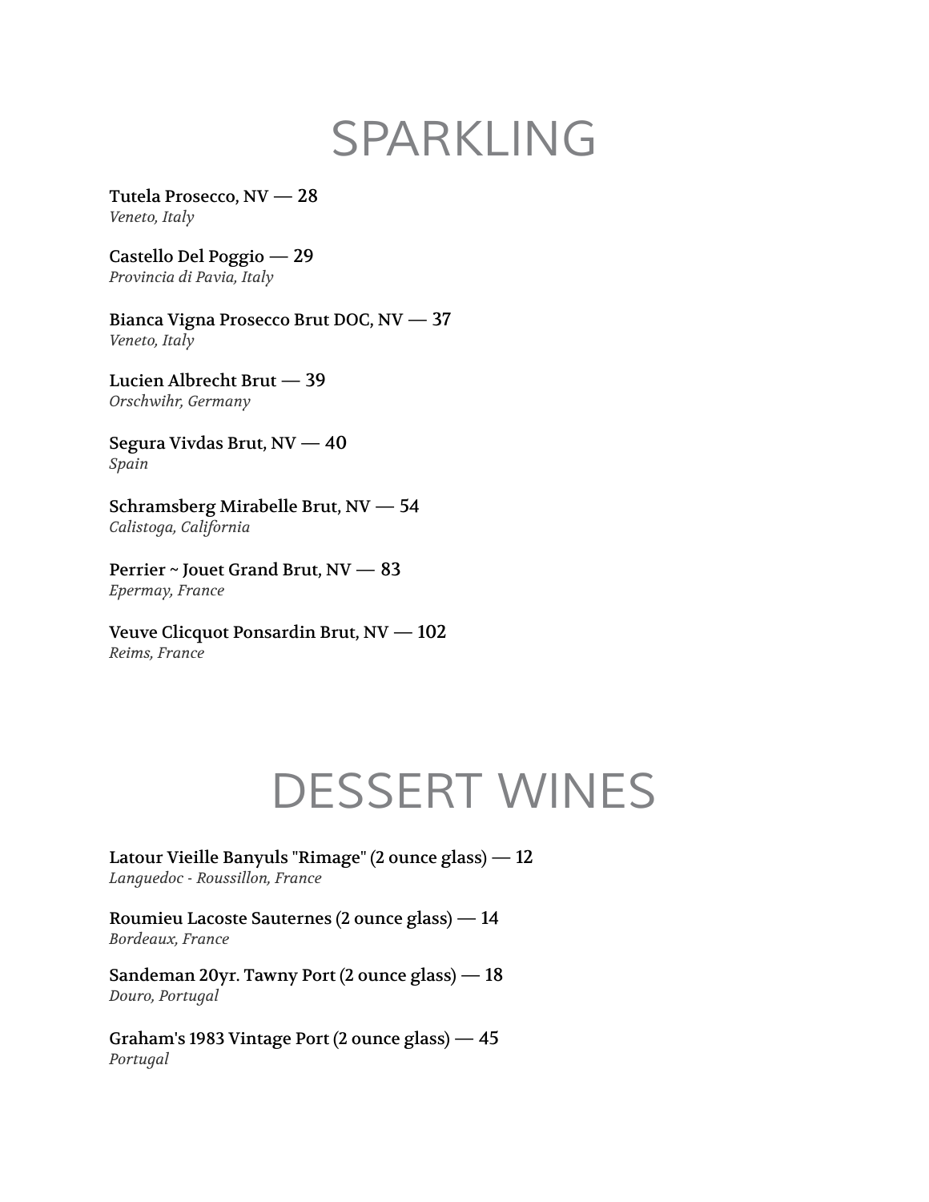# SPARKLING

**Tutela Prosecco, NV — 28**
*Veneto, Italy*

**Castello Del Poggio — 29**
*Provincia di Pavia, Italy*

**Bianca Vigna Prosecco Brut DOC, NV — 37**
*Veneto, Italy*

**Lucien Albrecht Brut — 39**
*Orschwihr, Germany*

**Segura Vivdas Brut, NV — 40**
*Spain*

**Schramsberg Mirabelle Brut, NV — 54**
*Calistoga, California*

**Perrier ~ Jouet Grand Brut, NV — 83**
*Epermay, France*

**Veuve Clicquot Ponsardin Brut, NV — 102**
*Reims, France*

# DESSERT WINES

**Latour Vieille Banyuls "Rimage" (2 ounce glass) — 12**
*Languedoc - Roussillon, France*

**Roumieu Lacoste Sauternes (2 ounce glass) — 14**
*Bordeaux, France*

**Sandeman 20yr. Tawny Port (2 ounce glass) — 18**
*Douro, Portugal*

**Graham's 1983 Vintage Port (2 ounce glass) — 45**
*Portugal*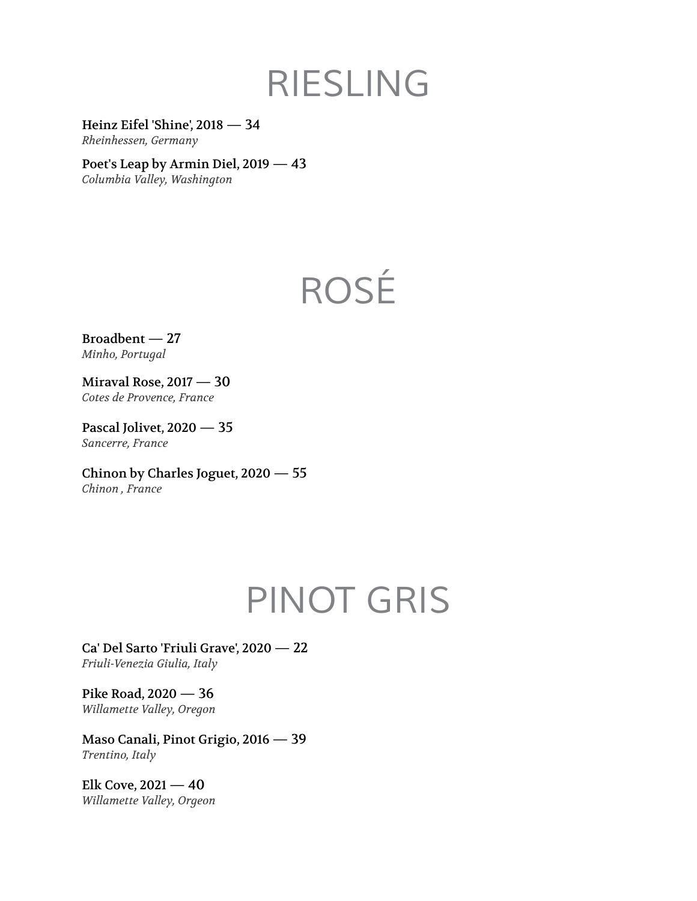# RIESLING

**Heinz Eifel 'Shine', 2018 — 34**
*Rheinhessen, Germany*

**Poet's Leap by Armin Diel, 2019 — 43**
*Columbia Valley, Washington*

# ROSÉ

**Broadbent — 27**
*Minho, Portugal*

**Miraval Rose, 2017 — 30**
*Cotes de Provence, France*

**Pascal Jolivet, 2020 — 35**
*Sancerre, France*

**Chinon by Charles Joguet, 2020 — 55**
*Chinon , France*

# PINOT GRIS

**Ca' Del Sarto 'Friuli Grave', 2020 — 22**
*Friuli-Venezia Giulia, Italy*

**Pike Road, 2020 — 36**
*Willamette Valley, Oregon*

**Maso Canali, Pinot Grigio, 2016 — 39**
*Trentino, Italy*

**Elk Cove, 2021 — 40**
*Willamette Valley, Orgeon*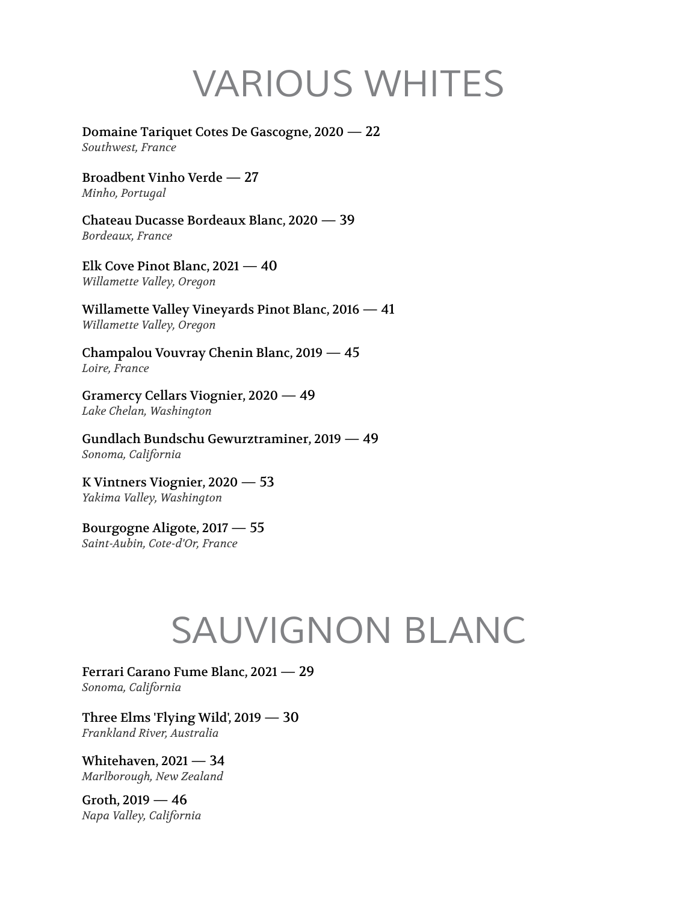# VARIOUS WHITES

**Domaine Tariquet Cotes De Gascogne, 2020 — 22**
*Southwest, France*

**Broadbent Vinho Verde — 27**
*Minho, Portugal*

**Chateau Ducasse Bordeaux Blanc, 2020 — 39**
*Bordeaux, France*

**Elk Cove Pinot Blanc, 2021 — 40**
*Willamette Valley, Oregon*

**Willamette Valley Vineyards Pinot Blanc, 2016 — 41**
*Willamette Valley, Oregon*

**Champalou Vouvray Chenin Blanc, 2019 — 45**
*Loire, France*

**Gramercy Cellars Viognier, 2020 — 49**
*Lake Chelan, Washington*

**Gundlach Bundschu Gewurztraminer, 2019 — 49**
*Sonoma, California*

**K Vintners Viognier, 2020 — 53**
*Yakima Valley, Washington*

**Bourgogne Aligote, 2017 — 55**
*Saint-Aubin, Cote-d'Or, France*

# SAUVIGNON BLANC

**Ferrari Carano Fume Blanc, 2021 — 29**
*Sonoma, California*

**Three Elms 'Flying Wild', 2019 — 30**
*Frankland River, Australia*

**Whitehaven, 2021 — 34**
*Marlborough, New Zealand*

**Groth, 2019 — 46**
*Napa Valley, California*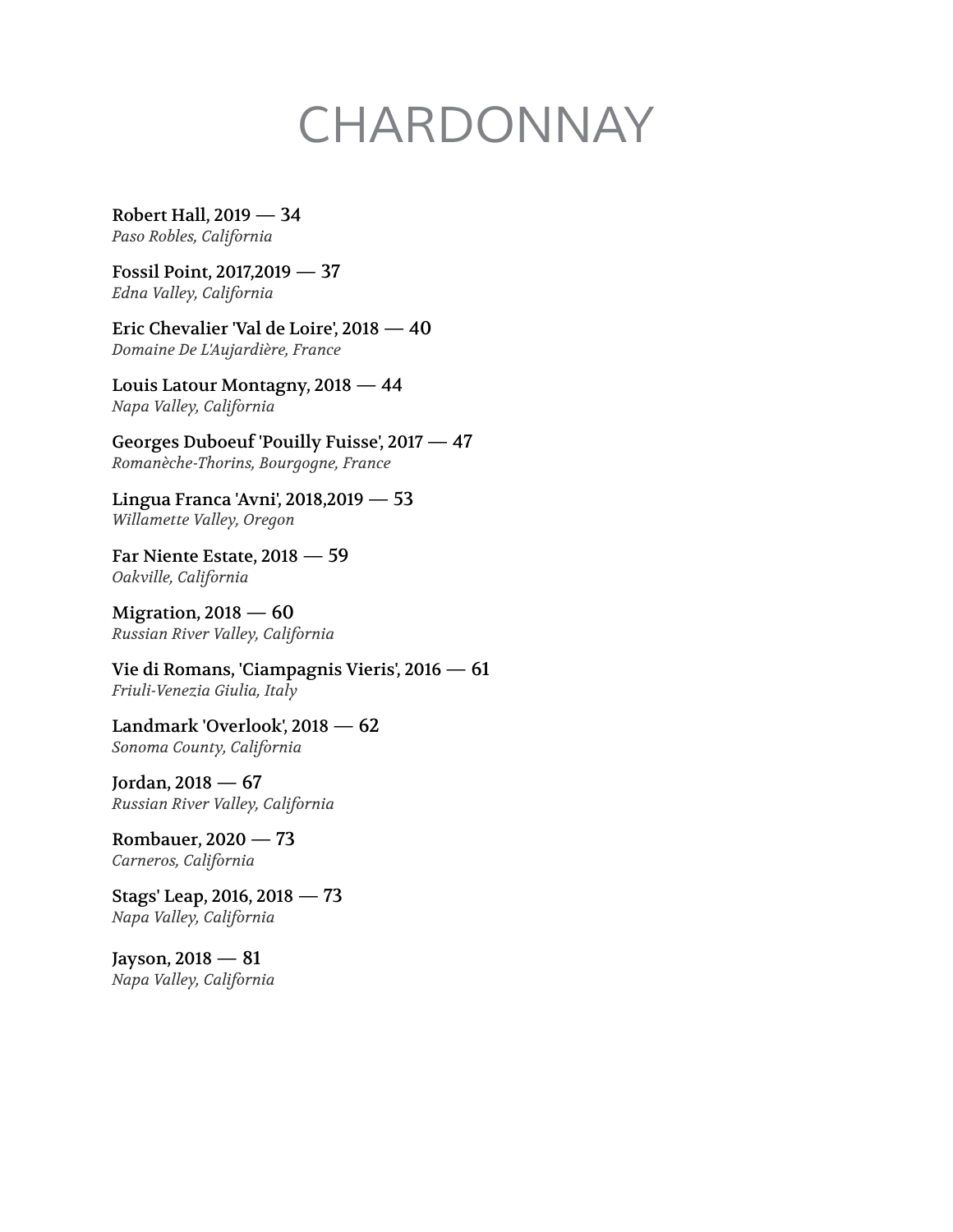# CHARDONNAY

**Robert Hall, 2019 — 34**
*Paso Robles, California*

**Fossil Point, 2017,2019 — 37**
*Edna Valley, California*

**Eric Chevalier 'Val de Loire', 2018 — 40**
*Domaine De L'Aujardière, France*

**Louis Latour Montagny, 2018 — 44**
*Napa Valley, California*

**Georges Duboeuf 'Pouilly Fuisse', 2017 — 47**
*Romanèche-Thorins, Bourgogne, France*

**Lingua Franca 'Avni', 2018,2019 — 53**
*Willamette Valley, Oregon*

**Far Niente Estate, 2018 — 59**
*Oakville, California*

**Migration, 2018 — 60**
*Russian River Valley, California*

**Vie di Romans, 'Ciampagnis Vieris', 2016 — 61**
*Friuli-Venezia Giulia, Italy*

**Landmark 'Overlook', 2018 — 62**
*Sonoma County, California*

**Jordan, 2018 — 67**
*Russian River Valley, California*

**Rombauer, 2020 — 73**
*Carneros, California*

**Stags' Leap, 2016, 2018 — 73**
*Napa Valley, California*

**Jayson, 2018 — 81**
*Napa Valley, California*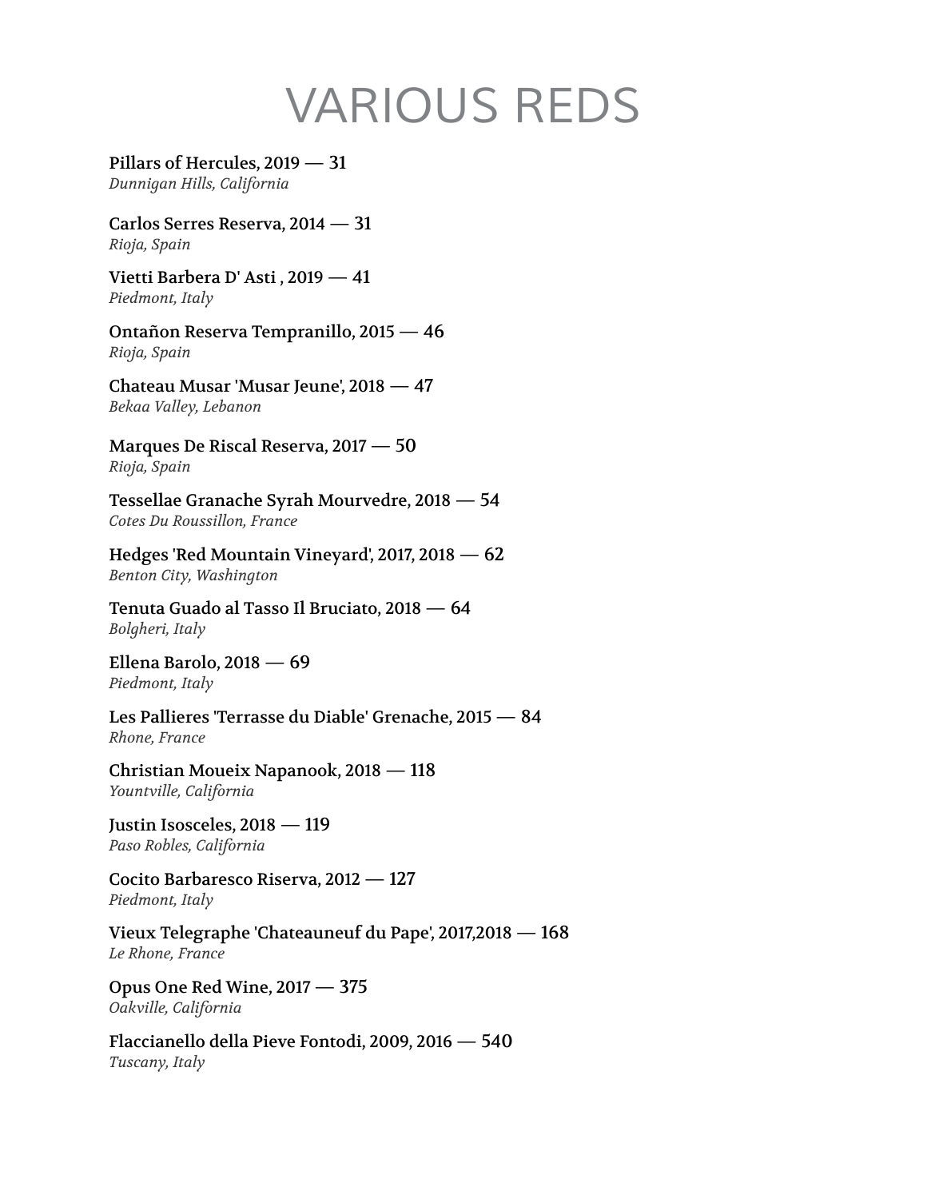# VARIOUS REDS

**Pillars of Hercules, 2019 — 31**
*Dunnigan Hills, California*

**Carlos Serres Reserva, 2014 — 31**
*Rioja, Spain*

**Vietti Barbera D' Asti , 2019 — 41**
*Piedmont, Italy*

**Ontañon Reserva Tempranillo, 2015 — 46**
*Rioja, Spain*

**Chateau Musar 'Musar Jeune', 2018 — 47**
*Bekaa Valley, Lebanon*

**Marques De Riscal Reserva, 2017 — 50**
*Rioja, Spain*

**Tessellae Granache Syrah Mourvedre, 2018 — 54**
*Cotes Du Roussillon, France*

**Hedges 'Red Mountain Vineyard', 2017, 2018 — 62**
*Benton City, Washington*

**Tenuta Guado al Tasso Il Bruciato, 2018 — 64**
*Bolgheri, Italy*

**Ellena Barolo, 2018 — 69**
*Piedmont, Italy*

**Les Pallieres 'Terrasse du Diable' Grenache, 2015 — 84**
*Rhone, France*

**Christian Moueix Napanook, 2018 — 118**
*Yountville, California*

**Justin Isosceles, 2018 — 119**
*Paso Robles, California*

**Cocito Barbaresco Riserva, 2012 — 127**
*Piedmont, Italy*

**Vieux Telegraphe 'Chateauneuf du Pape', 2017,2018 — 168**
*Le Rhone, France*

**Opus One Red Wine, 2017 — 375**
*Oakville, California*

**Flaccianello della Pieve Fontodi, 2009, 2016 — 540**
*Tuscany, Italy*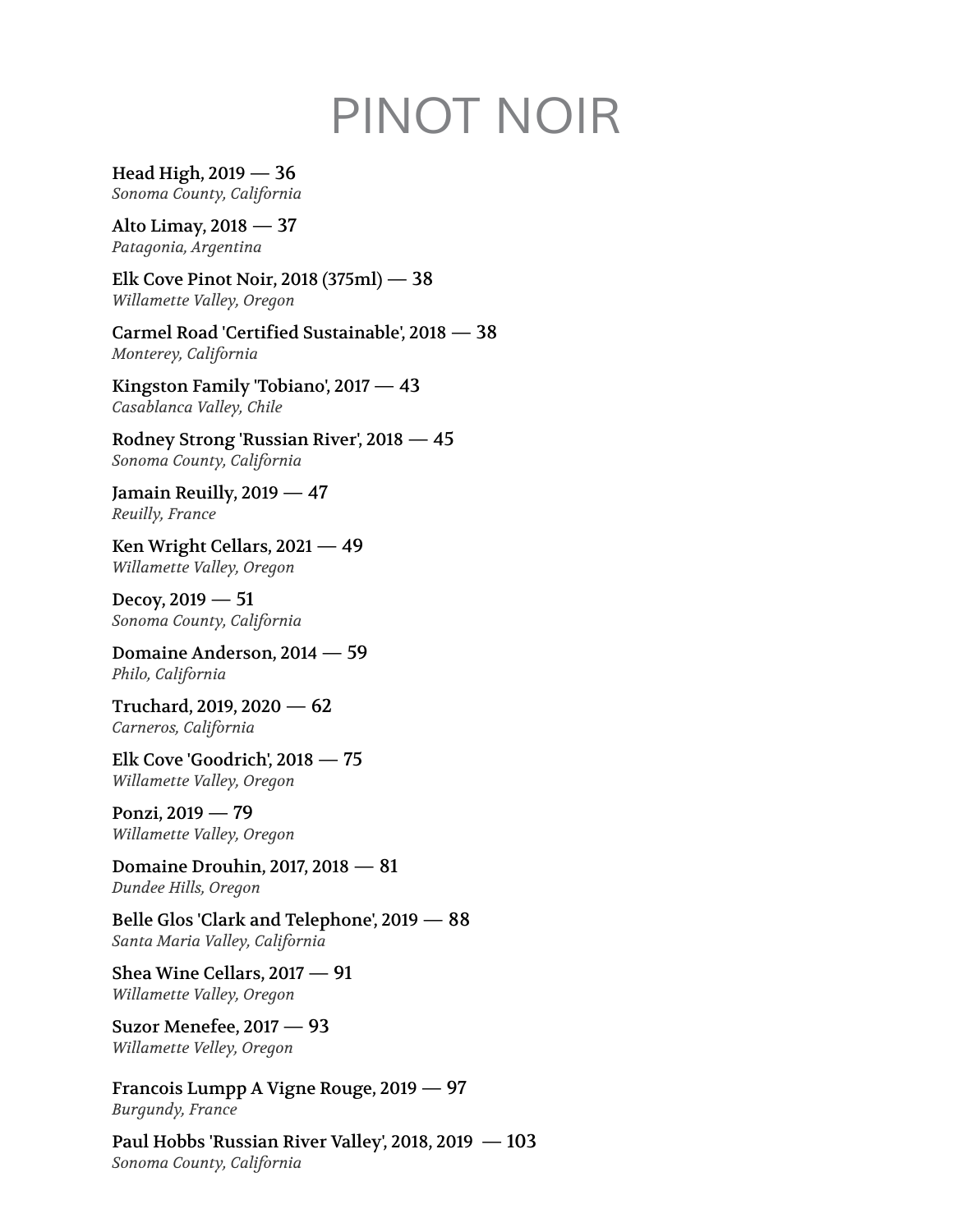# PINOT NOIR

**Head High, 2019 — 36**
*Sonoma County, California*

**Alto Limay, 2018 — 37**
*Patagonia, Argentina*

**Elk Cove Pinot Noir, 2018 (375ml) — 38**
*Willamette Valley, Oregon*

**Carmel Road 'Certified Sustainable', 2018 — 38**
*Monterey, California*

**Kingston Family 'Tobiano', 2017 — 43**
*Casablanca Valley, Chile*

**Rodney Strong 'Russian River', 2018 — 45**
*Sonoma County, California*

**Jamain Reuilly, 2019 — 47**
*Reuilly, France*

**Ken Wright Cellars, 2021 — 49**
*Willamette Valley, Oregon*

**Decoy, 2019 — 51**
*Sonoma County, California*

**Domaine Anderson, 2014 — 59**
*Philo, California*

**Truchard, 2019, 2020 — 62**
*Carneros, California*

**Elk Cove 'Goodrich', 2018 — 75**
*Willamette Valley, Oregon*

**Ponzi, 2019 — 79**
*Willamette Valley, Oregon*

**Domaine Drouhin, 2017, 2018 — 81**
*Dundee Hills, Oregon*

**Belle Glos 'Clark and Telephone', 2019 — 88**
*Santa Maria Valley, California*

**Shea Wine Cellars, 2017 — 91**
*Willamette Valley, Oregon*

**Suzor Menefee, 2017 — 93**
*Willamette Velley, Oregon*

**Francois Lumpp A Vigne Rouge, 2019 — 97**
*Burgundy, France*

**Paul Hobbs 'Russian River Valley', 2018, 2019 — 103**
*Sonoma County, California*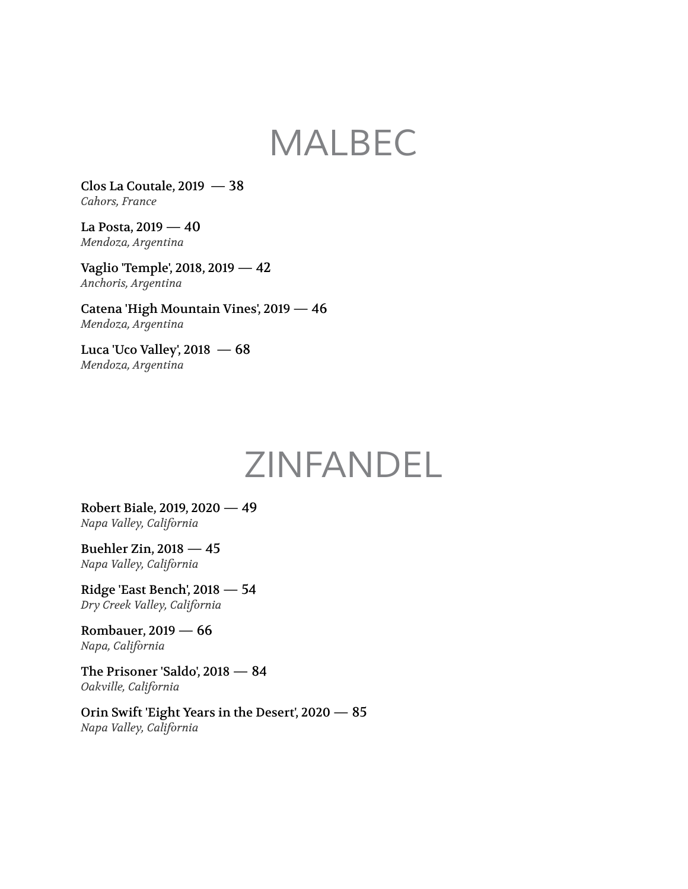# MALBEC

**Clos La Coutale, 2019 — 38**
*Cahors, France*

**La Posta, 2019 — 40**
*Mendoza, Argentina*

**Vaglio 'Temple', 2018, 2019 — 42**
*Anchoris, Argentina*

**Catena 'High Mountain Vines', 2019 — 46**
*Mendoza, Argentina*

**Luca 'Uco Valley', 2018 — 68**
*Mendoza, Argentina*

# ZINFANDEL

**Robert Biale, 2019, 2020 — 49**
*Napa Valley, California*

**Buehler Zin, 2018 — 45**
*Napa Valley, California*

**Ridge 'East Bench', 2018 — 54**
*Dry Creek Valley, California*

**Rombauer, 2019 — 66**
*Napa, California*

**The Prisoner 'Saldo', 2018 — 84**
*Oakville, California*

**Orin Swift 'Eight Years in the Desert', 2020 — 85**
*Napa Valley, California*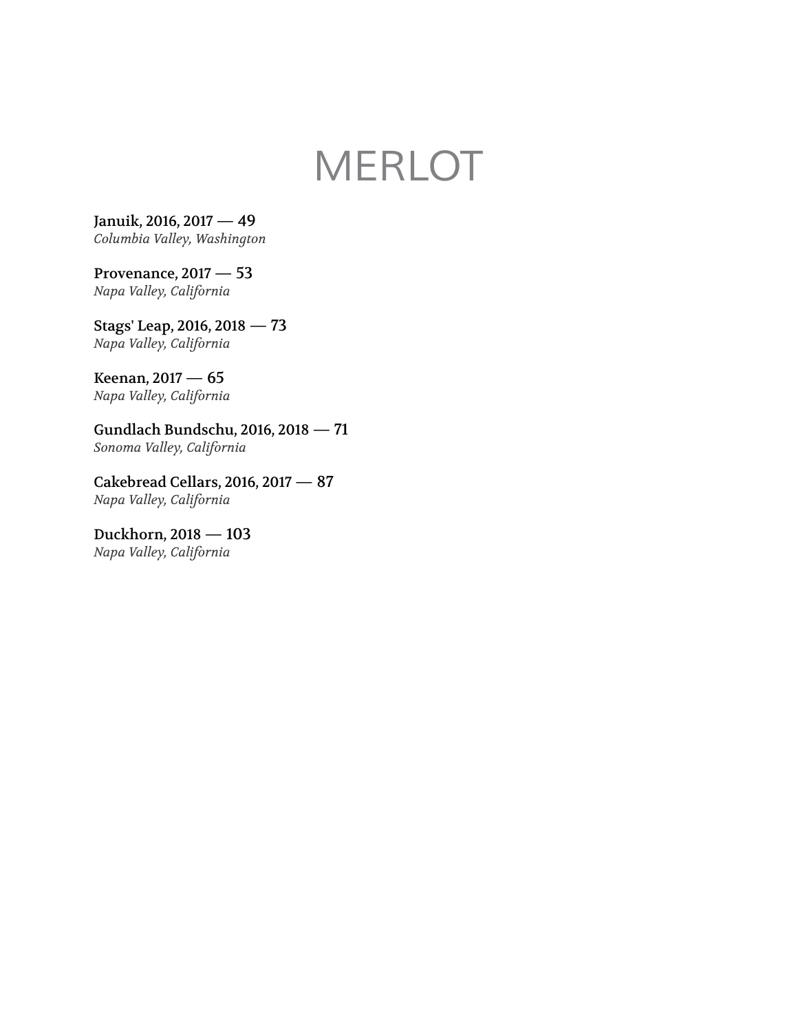# MERLOT

Januik, 2016, 2017 — 49
*Columbia Valley, Washington*

Provenance, 2017 — 53
*Napa Valley, California*

Stags' Leap, 2016, 2018 — 73
*Napa Valley, California*

Keenan, 2017 — 65
*Napa Valley, California*

Gundlach Bundschu, 2016, 2018 — 71
*Sonoma Valley, California*

Cakebread Cellars, 2016, 2017 — 87
*Napa Valley, California*

Duckhorn, 2018 — 103
*Napa Valley, California*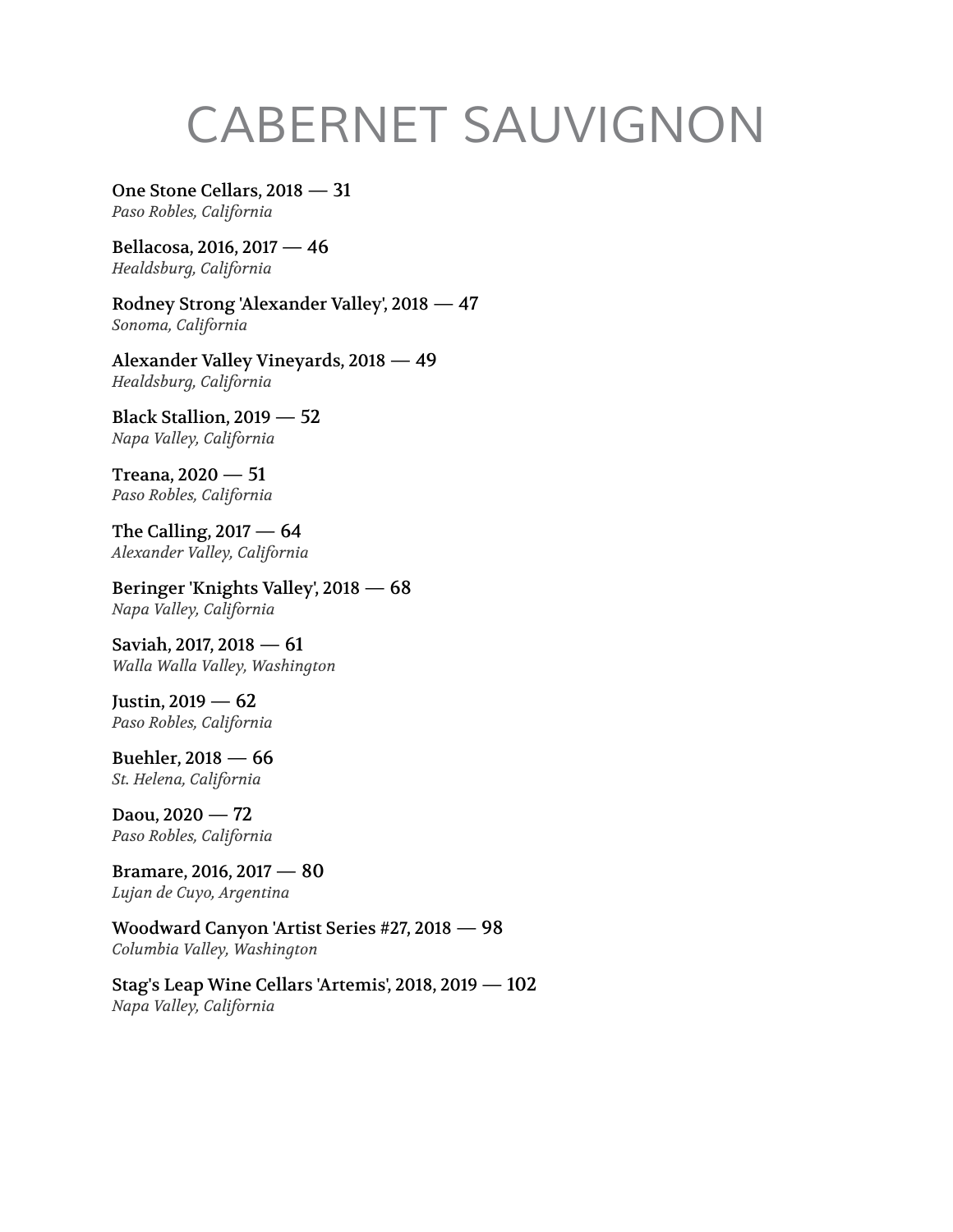# CABERNET SAUVIGNON

One Stone Cellars, 2018 — 31
*Paso Robles, California*

Bellacosa, 2016, 2017 — 46
*Healdsburg, California*

Rodney Strong 'Alexander Valley', 2018 — 47
*Sonoma, California*

Alexander Valley Vineyards, 2018 — 49
*Healdsburg, California*

Black Stallion, 2019 — 52
*Napa Valley, California*

Treana, 2020 — 51
*Paso Robles, California*

The Calling, 2017 — 64
*Alexander Valley, California*

Beringer 'Knights Valley', 2018 — 68
*Napa Valley, California*

Saviah, 2017, 2018 — 61
*Walla Walla Valley, Washington*

Justin, 2019 — 62
*Paso Robles, California*

Buehler, 2018 — 66
*St. Helena, California*

Daou, 2020 — 72
*Paso Robles, California*

Bramare, 2016, 2017 — 80
*Lujan de Cuyo, Argentina*

Woodward Canyon 'Artist Series #27, 2018 — 98
*Columbia Valley, Washington*

Stag's Leap Wine Cellars 'Artemis', 2018, 2019 — 102
*Napa Valley, California*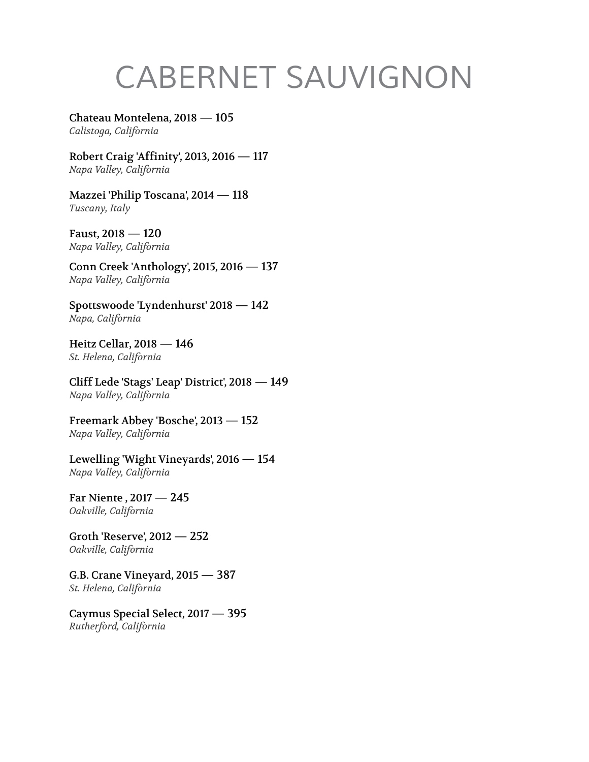# CABERNET SAUVIGNON

**Chateau Montelena, 2018 — 105**
*Calistoga, California*

**Robert Craig 'Affinity', 2013, 2016 — 117**
*Napa Valley, California*

**Mazzei 'Philip Toscana', 2014 — 118**
*Tuscany, Italy*

**Faust, 2018 — 120**
*Napa Valley, California*

**Conn Creek 'Anthology', 2015, 2016 — 137**
*Napa Valley, California*

**Spottswoode 'Lyndenhurst' 2018 — 142**
*Napa, California*

**Heitz Cellar, 2018 — 146**
*St. Helena, California*

**Cliff Lede 'Stags' Leap' District', 2018 — 149**
*Napa Valley, California*

**Freemark Abbey 'Bosche', 2013 — 152**
*Napa Valley, California*

**Lewelling 'Wight Vineyards', 2016 — 154**
*Napa Valley, California*

**Far Niente , 2017 — 245**
*Oakville, California*

**Groth 'Reserve', 2012 — 252**
*Oakville, California*

**G.B. Crane Vineyard, 2015 — 387**
*St. Helena, California*

**Caymus Special Select, 2017 — 395**
*Rutherford, California*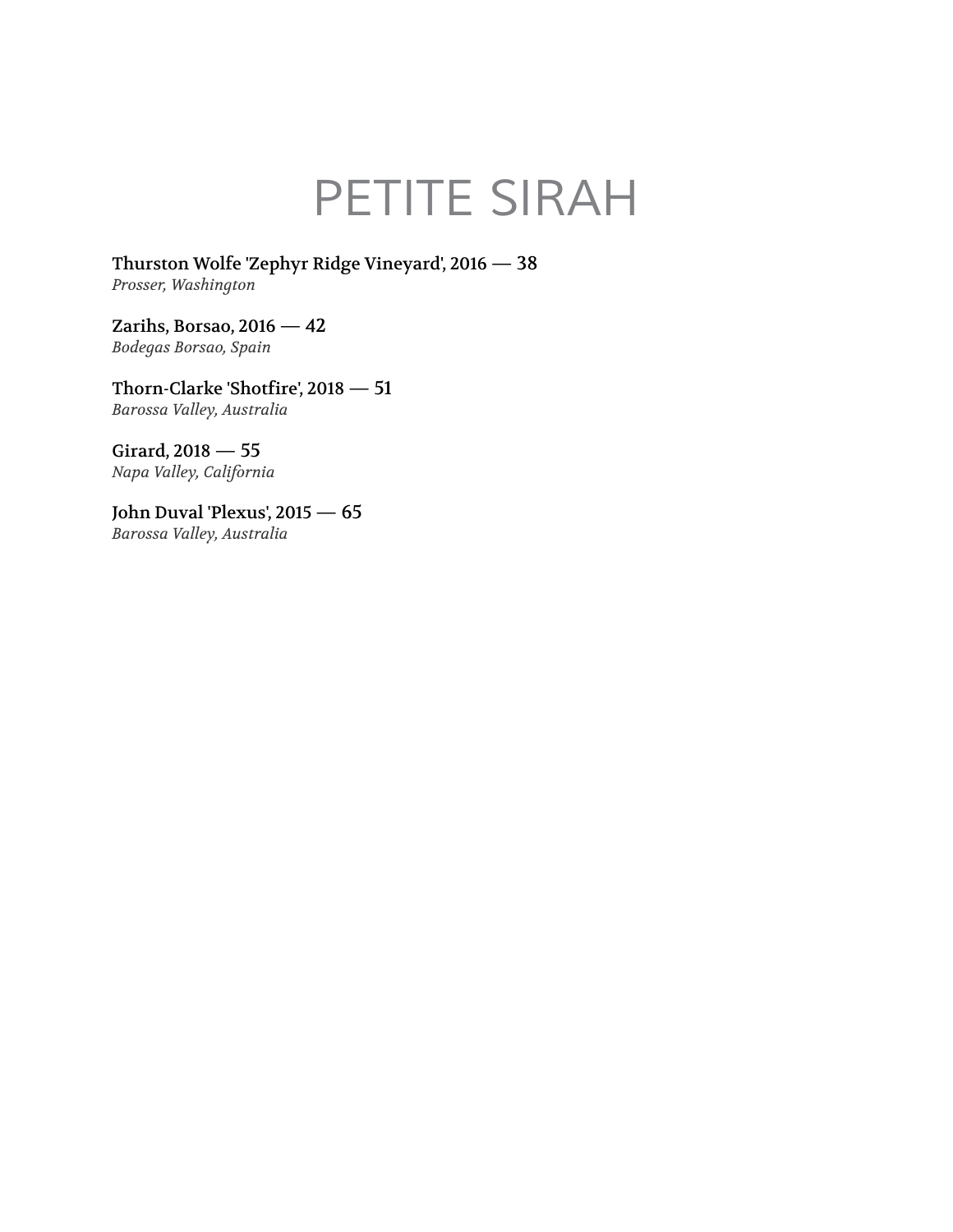# PETITE SIRAH

**Thurston Wolfe 'Zephyr Ridge Vineyard', 2016 — 38**
*Prosser, Washington*

**Zarihs, Borsao, 2016 — 42**
*Bodegas Borsao, Spain*

**Thorn-Clarke 'Shotfire', 2018 — 51**
*Barossa Valley, Australia*

**Girard, 2018 — 55**
*Napa Valley, California*

**John Duval 'Plexus', 2015 — 65**
*Barossa Valley, Australia*